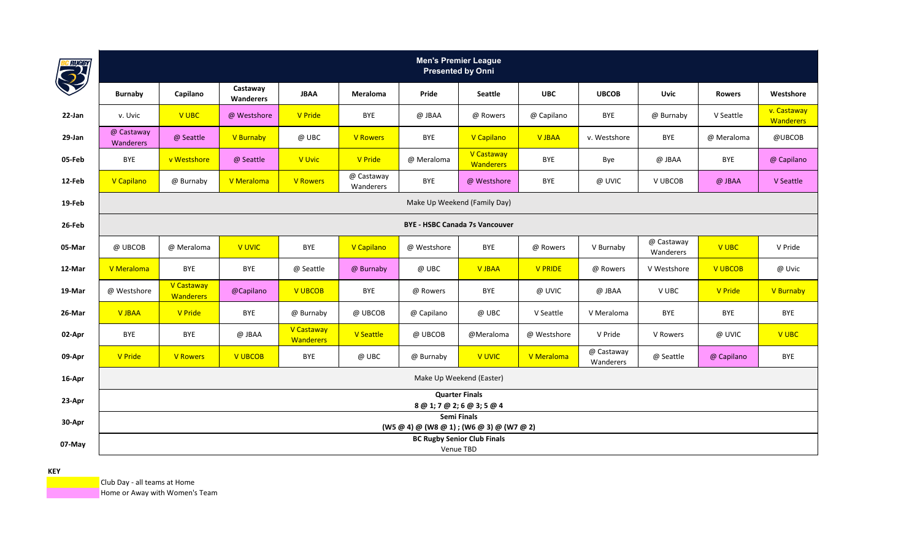# Men's Premier League
## Presented by Onni

| | Burnaby | Capilano | Castaway Wanderers | JBAA | Meraloma | Pride | Seattle | UBC | UBCOB | Uvic | Rowers | Westshore |
|---|---|---|---|---|---|---|---|---|---|---|---|---|
| 22-Jan | v. Uvic | V UBC | @ Westshore | V Pride | BYE | @ JBAA | @ Rowers | @ Capilano | BYE | @ Burnaby | V Seattle | v. Castaway Wanderers |
| 29-Jan | @ Castaway Wanderers | @ Seattle | V Burnaby | @ UBC | V Rowers | BYE | V Capilano | V JBAA | v. Westshore | BYE | @ Meraloma | @UBCOB |
| 05-Feb | BYE | v Westshore | @ Seattle | V Uvic | V Pride | @ Meraloma | V Castaway Wanderers | BYE | Bye | @ JBAA | BYE | @ Capilano |
| 12-Feb | V Capilano | @ Burnaby | V Meraloma | V Rowers | @ Castaway Wanderers | BYE | @ Westshore | BYE | @ UVIC | V UBCOB | @ JBAA | V Seattle |
| 19-Feb | Make Up Weekend (Family Day) | | | | | | | | | | | |
| 26-Feb | **BYE - HSBC Canada 7s Vancouver** | | | | | | | | | | | |
| 05-Mar | @ UBCOB | @ Meraloma | V UVIC | BYE | V Capilano | @ Westshore | BYE | @ Rowers | V Burnaby | @ Castaway Wanderers | V UBC | V Pride |
| 12-Mar | V Meraloma | BYE | BYE | @ Seattle | @ Burnaby | @ UBC | V JBAA | V PRIDE | @ Rowers | V Westshore | V UBCOB | @ Uvic |
| 19-Mar | @ Westshore | V Castaway Wanderers | @Capilano | V UBCOB | BYE | @ Rowers | BYE | @ UVIC | @ JBAA | V UBC | V Pride | V Burnaby |
| 26-Mar | V JBAA | V Pride | BYE | @ Burnaby | @ UBCOB | @ Capilano | @ UBC | V Seattle | V Meraloma | BYE | BYE | BYE |
| 02-Apr | BYE | BYE | @ JBAA | V Castaway Wanderers | V Seattle | @ UBCOB | @Meraloma | @ Westshore | V Pride | V Rowers | @ UVIC | V UBC |
| 09-Apr | V Pride | V Rowers | V UBCOB | BYE | @ UBC | @ Burnaby | V UVIC | V Meraloma | @ Castaway Wanderers | @ Seattle | @ Capilano | BYE |
| 16-Apr | Make Up Weekend (Easter) | | | | | | | | | | | |
| 23-Apr | **Quarter Finals** 8 @ 1; 7 @ 2; 6 @ 3; 5 @ 4 | | | | | | | | | | | |
| 30-Apr | **Semi Finals** (W5 @ 4) @ (W8 @ 1) ; (W6 @ 3) @ (W7 @ 2) | | | | | | | | | | | |
| 07-May | **BC Rugby Senior Club Finals** Venue TBD | | | | | | | | | | | |

**KEY**

- Club Day - all teams at Home (yellow)
- Home or Away with Women's Team (pink)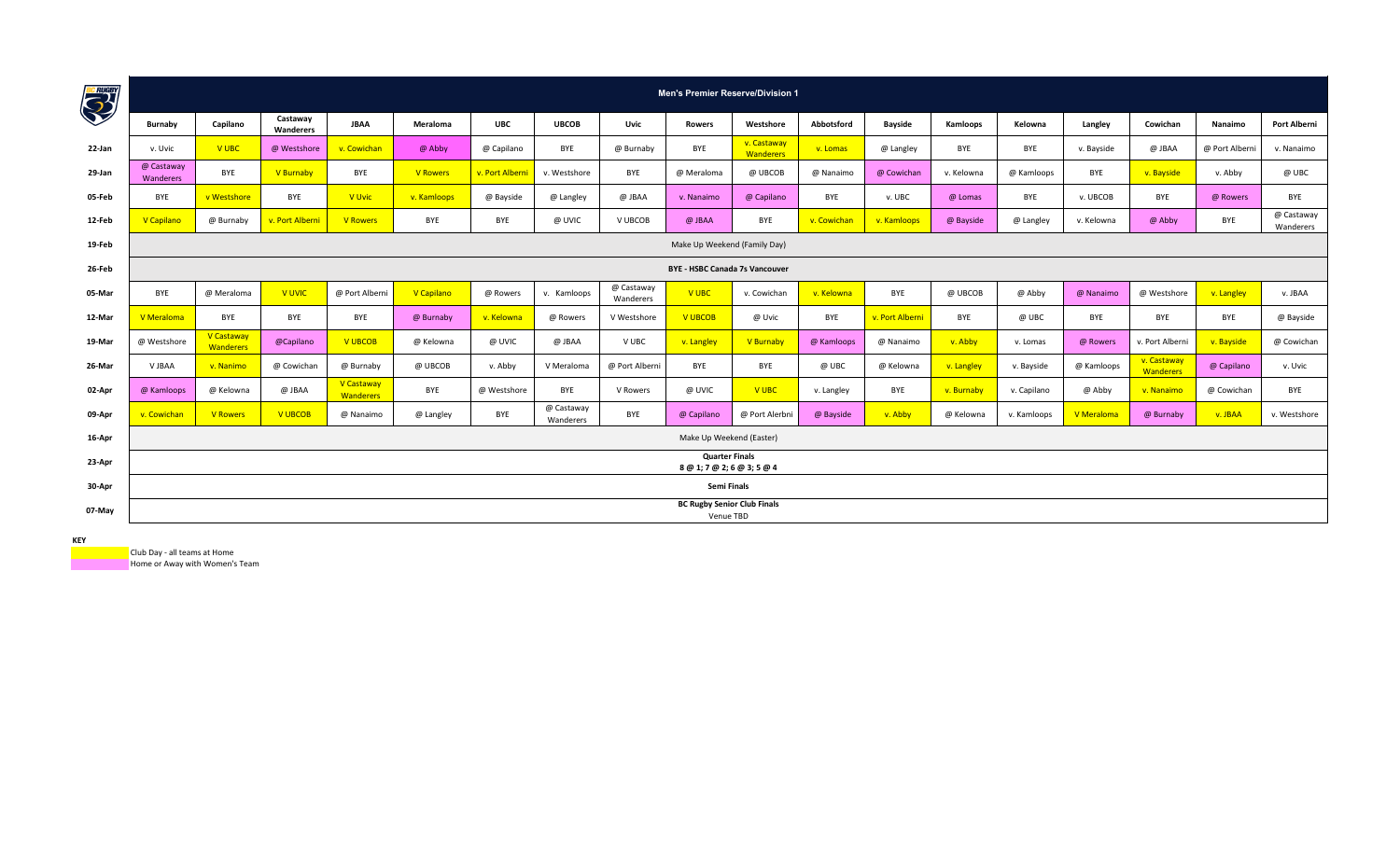## Men's Premier Reserve/Division 1

| | Burnaby | Capilano | Castaway Wanderers | JBAA | Meraloma | UBC | UBCOB | Uvic | Rowers | Westshore | Abbotsford | Bayside | Kamloops | Kelowna | Langley | Cowichan | Nanaimo | Port Alberni |
|---|---|---|---|---|---|---|---|---|---|---|---|---|---|---|---|---|---|---|
| 22-Jan | v. Uvic | V UBC | @ Westshore | v. Cowichan | @ Abby | @ Capilano | BYE | @ Burnaby | BYE | v. Castaway Wanderers | v. Lomas | @ Langley | BYE | BYE | v. Bayside | @ JBAA | @ Port Alberni | v. Nanaimo |
| 29-Jan | @ Castaway Wanderers | BYE | V Burnaby | BYE | V Rowers | v. Port Alberni | v. Westshore | BYE | @ Meraloma | @ UBCOB | @ Nanaimo | @ Cowichan | v. Kelowna | @ Kamloops | BYE | v. Bayside | v. Abby | @ UBC |
| 05-Feb | BYE | v Westshore | BYE | V Uvic | v. Kamloops | @ Bayside | @ Langley | @ JBAA | v. Nanaimo | @ Capilano | BYE | v. UBC | @ Lomas | BYE | v. UBCOB | BYE | @ Rowers | BYE |
| 12-Feb | V Capilano | @ Burnaby | v. Port Alberni | V Rowers | BYE | BYE | @ UVIC | V UBCOB | @ JBAA | BYE | v. Cowichan | v. Kamloops | @ Bayside | @ Langley | v. Kelowna | @ Abby | BYE | @ Castaway Wanderers |
| 19-Feb | Make Up Weekend (Family Day) | | | | | | | | | | | | | | | | | |
| 26-Feb | BYE - HSBC Canada 7s Vancouver | | | | | | | | | | | | | | | | | |
| 05-Mar | BYE | @ Meraloma | V UVIC | @ Port Alberni | V Capilano | @ Rowers | v. Kamloops | @ Castaway Wanderers | V UBC | v. Cowichan | v. Kelowna | BYE | @ UBCOB | @ Abby | @ Nanaimo | @ Westshore | v. Langley | v. JBAA |
| 12-Mar | V Meraloma | BYE | BYE | BYE | @ Burnaby | v. Kelowna | @ Rowers | V Westshore | V UBCOB | @ Uvic | BYE | v. Port Alberni | BYE | @ UBC | BYE | BYE | BYE | @ Bayside |
| 19-Mar | @ Westshore | V Castaway Wanderers | @Capilano | V UBCOB | @ Kelowna | @ UVIC | @ JBAA | V UBC | v. Langley | V Burnaby | @ Kamloops | @ Nanaimo | v. Abby | v. Lomas | @ Rowers | v. Port Alberni | v. Bayside | @ Cowichan |
| 26-Mar | V JBAA | v. Nanimo | @ Cowichan | @ Burnaby | @ UBCOB | v. Abby | V Meraloma | @ Port Alberni | BYE | BYE | @ UBC | @ Kelowna | v. Langley | v. Bayside | @ Kamloops | v. Castaway Wanderers | @ Capilano | v. Uvic |
| 02-Apr | @ Kamloops | @ Kelowna | @ JBAA | V Castaway Wanderers | BYE | @ Westshore | BYE | V Rowers | @ UVIC | V UBC | v. Langley | BYE | v. Burnaby | v. Capilano | @ Abby | v. Nanaimo | @ Cowichan | BYE |
| 09-Apr | v. Cowichan | V Rowers | V UBCOB | @ Nanaimo | @ Langley | BYE | @ Castaway Wanderers | BYE | @ Capilano | @ Port Alerbni | @ Bayside | v. Abby | @ Kelowna | v. Kamloops | V Meraloma | @ Burnaby | v. JBAA | v. Westshore |
| 16-Apr | Make Up Weekend (Easter) | | | | | | | | | | | | | | | | | |
| 23-Apr | Quarter Finals 8 @ 1; 7 @ 2; 6 @ 3; 5 @ 4 | | | | | | | | | | | | | | | | | |
| 30-Apr | Semi Finals | | | | | | | | | | | | | | | | | |
| 07-May | BC Rugby Senior Club Finals Venue TBD | | | | | | | | | | | | | | | | | |

**KEY**

Club Day - all teams at Home

Home or Away with Women's Team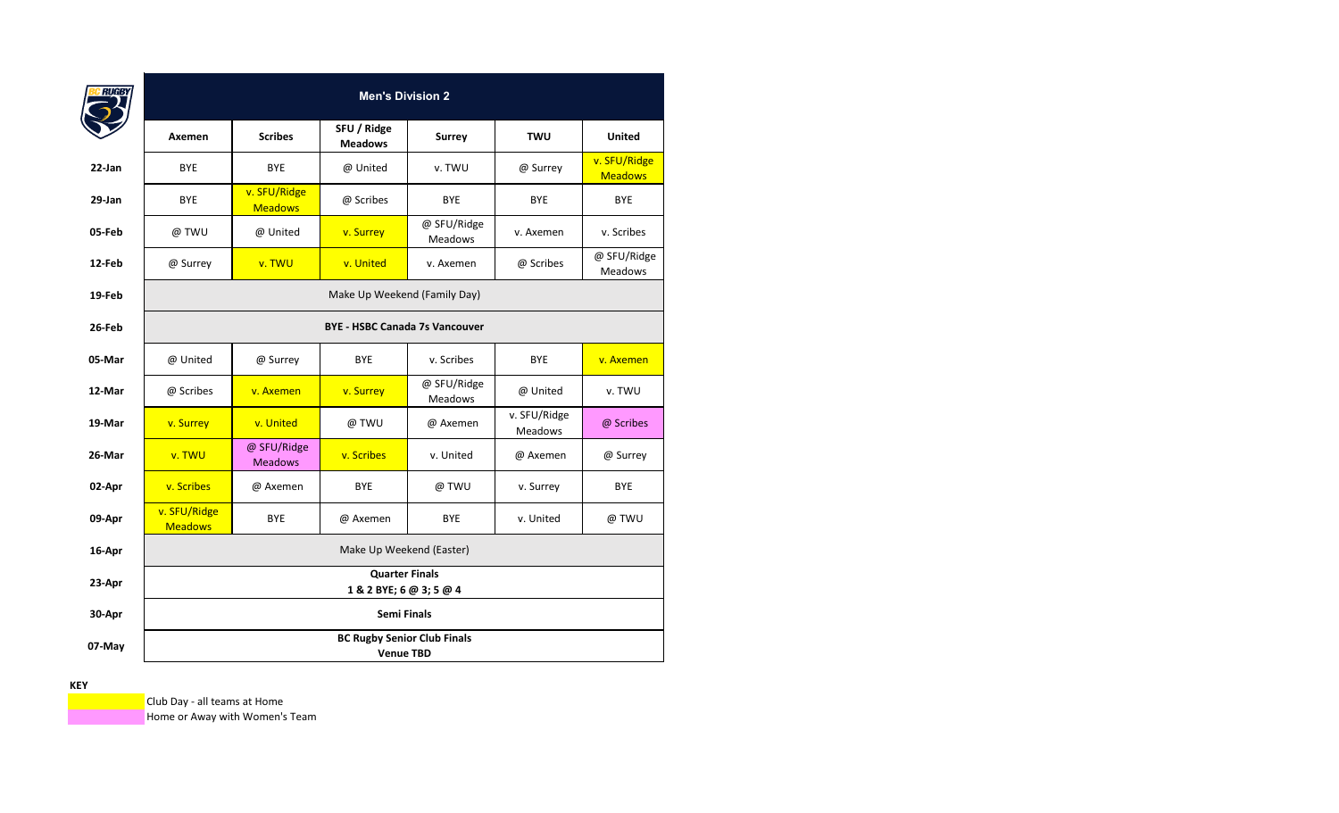## Men's Division 2

| | Axemen | Scribes | SFU / Ridge Meadows | Surrey | TWU | United |
|---|---|---|---|---|---|---|
| 22-Jan | BYE | BYE | @ United | v. TWU | @ Surrey | v. SFU/Ridge Meadows |
| 29-Jan | BYE | v. SFU/Ridge Meadows | @ Scribes | BYE | BYE | BYE |
| 05-Feb | @ TWU | @ United | v. Surrey | @ SFU/Ridge Meadows | v. Axemen | v. Scribes |
| 12-Feb | @ Surrey | v. TWU | v. United | v. Axemen | @ Scribes | @ SFU/Ridge Meadows |
| 19-Feb | Make Up Weekend (Family Day) | | | | | |
| 26-Feb | **BYE - HSBC Canada 7s Vancouver** | | | | | |
| 05-Mar | @ United | @ Surrey | BYE | v. Scribes | BYE | v. Axemen |
| 12-Mar | @ Scribes | v. Axemen | v. Surrey | @ SFU/Ridge Meadows | @ United | v. TWU |
| 19-Mar | v. Surrey | v. United | @ TWU | @ Axemen | v. SFU/Ridge Meadows | @ Scribes |
| 26-Mar | v. TWU | @ SFU/Ridge Meadows | v. Scribes | v. United | @ Axemen | @ Surrey |
| 02-Apr | v. Scribes | @ Axemen | BYE | @ TWU | v. Surrey | BYE |
| 09-Apr | v. SFU/Ridge Meadows | BYE | @ Axemen | BYE | v. United | @ TWU |
| 16-Apr | Make Up Weekend (Easter) | | | | | |
| 23-Apr | **Quarter Finals 1 & 2 BYE; 6 @ 3; 5 @ 4** | | | | | |
| 30-Apr | **Semi Finals** | | | | | |
| 07-May | **BC Rugby Senior Club Finals Venue TBD** | | | | | |

**KEY**

- (Yellow) Club Day - all teams at Home
- (Pink) Home or Away with Women's Team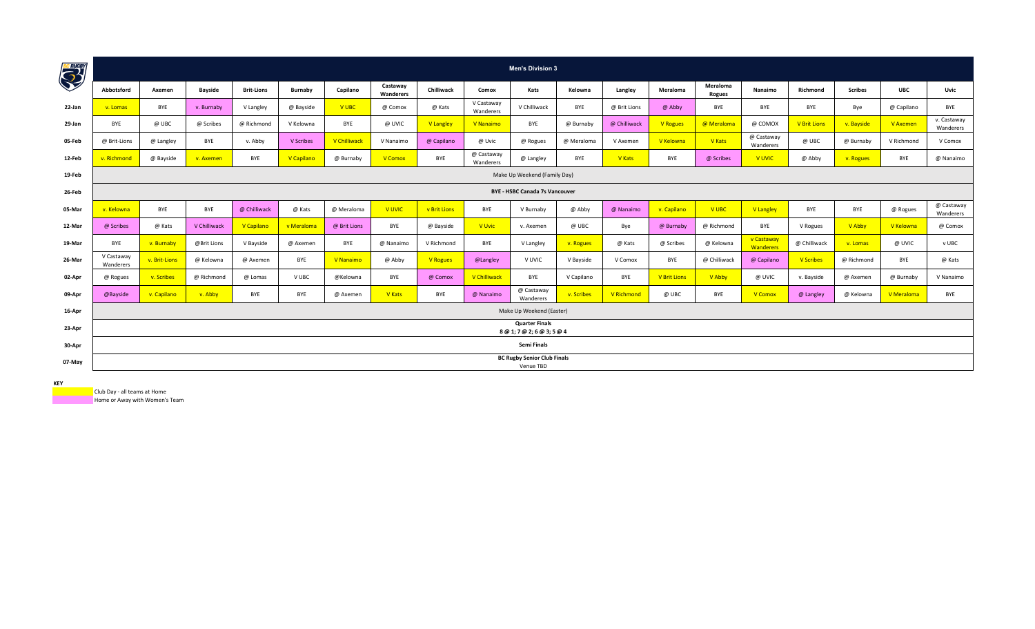# Men's Division 3

| | Abbotsford | Axemen | Bayside | Brit-Lions | Burnaby | Capilano | Castaway Wanderers | Chilliwack | Comox | Kats | Kelowna | Langley | Meraloma | Meraloma Rogues | Nanaimo | Richmond | Scribes | UBC | Uvic |
|---|---|---|---|---|---|---|---|---|---|---|---|---|---|---|---|---|---|---|---|
| 22-Jan | v. Lomas | BYE | v. Burnaby | V Langley | @ Bayside | V UBC | @ Comox | @ Kats | V Castaway Wanderers | V Chilliwack | BYE | @ Brit Lions | @ Abby | BYE | BYE | BYE | Bye | @ Capilano | BYE |
| 29-Jan | BYE | @ UBC | @ Scribes | @ Richmond | V Kelowna | BYE | @ UVIC | V Langley | V Nanaimo | BYE | @ Burnaby | @ Chilliwack | V Rogues | @ Meraloma | @ COMOX | V Brit Lions | v. Bayside | V Axemen | v. Castaway Wanderers |
| 05-Feb | @ Brit-Lions | @ Langley | BYE | v. Abby | V Scribes | V Chilliwack | V Nanaimo | @ Capilano | @ Uvic | @ Rogues | @ Meraloma | V Axemen | V Kelowna | V Kats | @ Castaway Wanderers | @ UBC | @ Burnaby | V Richmond | V Comox |
| 12-Feb | v. Richmond | @ Bayside | v. Axemen | BYE | V Capilano | @ Burnaby | V Comox | BYE | @ Castaway Wanderers | @ Langley | BYE | V Kats | BYE | @ Scribes | V UVIC | @ Abby | v. Rogues | BYE | @ Nanaimo |
| 19-Feb | Make Up Weekend (Family Day) | | | | | | | | | | | | | | | | | | |
| 26-Feb | BYE - HSBC Canada 7s Vancouver | | | | | | | | | | | | | | | | | | |
| 05-Mar | v. Kelowna | BYE | BYE | @ Chilliwack | @ Kats | @ Meraloma | V UVIC | v Brit Lions | BYE | V Burnaby | @ Abby | @ Nanaimo | v. Capilano | V UBC | V Langley | BYE | BYE | @ Rogues | @ Castaway Wanderers |
| 12-Mar | @ Scribes | @ Kats | V Chilliwack | V Capilano | v Meraloma | @ Brit Lions | BYE | @ Bayside | V Uvic | v. Axemen | @ UBC | Bye | @ Burnaby | @ Richmond | BYE | V Rogues | V Abby | V Kelowna | @ Comox |
| 19-Mar | BYE | v. Burnaby | @Brit Lions | V Bayside | @ Axemen | BYE | @ Nanaimo | V Richmond | BYE | V Langley | v. Rogues | @ Kats | @ Scribes | @ Kelowna | v Castaway Wanderers | @ Chilliwack | v. Lomas | @ UVIC | v UBC |
| 26-Mar | V Castaway Wanderers | v. Brit-Lions | @ Kelowna | @ Axemen | BYE | V Nanaimo | @ Abby | V Rogues | @Langley | V UVIC | V Bayside | V Comox | BYE | @ Chilliwack | @ Capilano | V Scribes | @ Richmond | BYE | @ Kats |
| 02-Apr | @ Rogues | v. Scribes | @ Richmond | @ Lomas | V UBC | @Kelowna | BYE | @ Comox | V Chilliwack | BYE | V Capilano | BYE | V Brit Lions | V Abby | @ UVIC | v. Bayside | @ Axemen | @ Burnaby | V Nanaimo |
| 09-Apr | @Bayside | v. Capilano | v. Abby | BYE | BYE | @ Axemen | V Kats | BYE | @ Nanaimo | @ Castaway Wanderers | v. Scribes | V Richmond | @ UBC | BYE | V Comox | @ Langley | @ Kelowna | V Meraloma | BYE |
| 16-Apr | Make Up Weekend (Easter) | | | | | | | | | | | | | | | | | | |
| 23-Apr | Quarter Finals 8 @ 1; 7 @ 2; 6 @ 3; 5 @ 4 | | | | | | | | | | | | | | | | | | |
| 30-Apr | Semi Finals | | | | | | | | | | | | | | | | | | |
| 07-May | BC Rugby Senior Club Finals Venue TBD | | | | | | | | | | | | | | | | | | |

**KEY**

- Club Day - all teams at Home
- Home or Away with Women's Team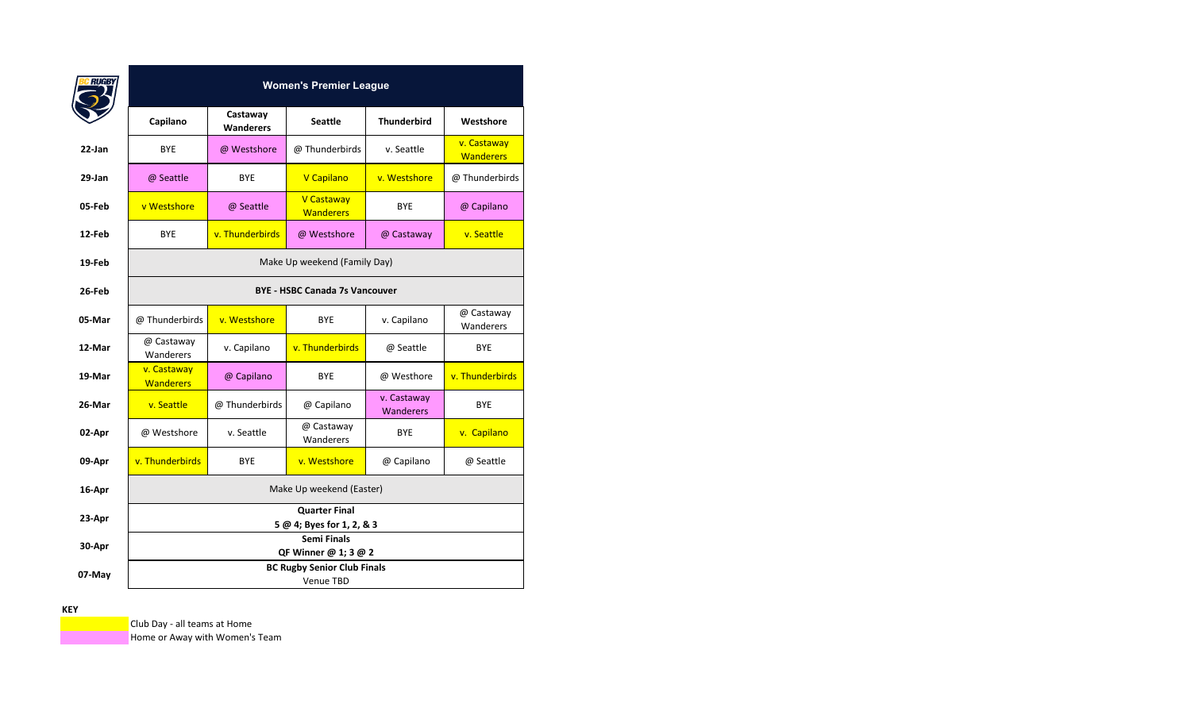# Women's Premier League

| | Capilano | Castaway Wanderers | Seattle | Thunderbird | Westshore |
|---|---|---|---|---|---|
| 22-Jan | BYE | @ Westshore | @ Thunderbirds | v. Seattle | v. Castaway Wanderers |
| 29-Jan | @ Seattle | BYE | V Capilano | v. Westshore | @ Thunderbirds |
| 05-Feb | v Westshore | @ Seattle | V Castaway Wanderers | BYE | @ Capilano |
| 12-Feb | BYE | v. Thunderbirds | @ Westshore | @ Castaway | v. Seattle |
| 19-Feb | Make Up weekend (Family Day) | | | | |
| 26-Feb | **BYE - HSBC Canada 7s Vancouver** | | | | |
| 05-Mar | @ Thunderbirds | v. Westshore | BYE | v. Capilano | @ Castaway Wanderers |
| 12-Mar | @ Castaway Wanderers | v. Capilano | v. Thunderbirds | @ Seattle | BYE |
| 19-Mar | v. Castaway Wanderers | @ Capilano | BYE | @ Westhore | v. Thunderbirds |
| 26-Mar | v. Seattle | @ Thunderbirds | @ Capilano | v. Castaway Wanderers | BYE |
| 02-Apr | @ Westshore | v. Seattle | @ Castaway Wanderers | BYE | v. Capilano |
| 09-Apr | v. Thunderbirds | BYE | v. Westshore | @ Capilano | @ Seattle |
| 16-Apr | Make Up weekend (Easter) | | | | |
| 23-Apr | **Quarter Final** **5 @ 4; Byes for 1, 2, & 3** | | | | |
| 30-Apr | **Semi Finals** **QF Winner @ 1; 3 @ 2** | | | | |
| 07-May | **BC Rugby Senior Club Finals** Venue TBD | | | | |

**KEY**

- (Yellow) Club Day - all teams at Home
- (Pink) Home or Away with Women's Team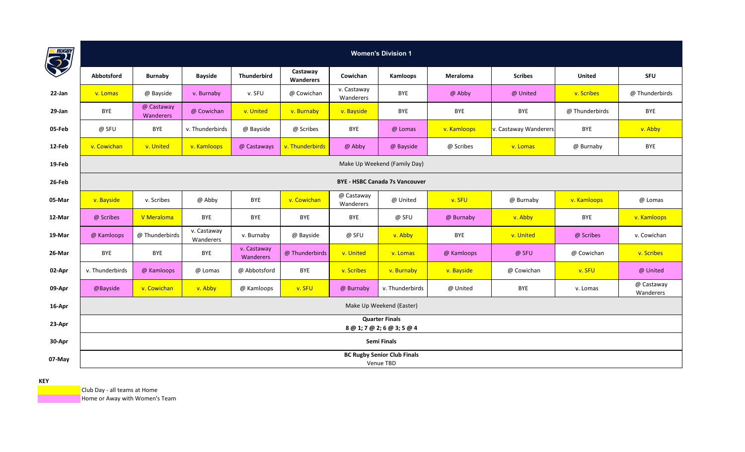## Women's Division 1

| | Abbotsford | Burnaby | Bayside | Thunderbird | Castaway Wanderers | Cowichan | Kamloops | Meraloma | Scribes | United | SFU |
|---|---|---|---|---|---|---|---|---|---|---|---|
| **22-Jan** | v. Lomas | @ Bayside | v. Burnaby | v. SFU | @ Cowichan | v. Castaway Wanderers | BYE | @ Abby | @ United | v. Scribes | @ Thunderbirds |
| **29-Jan** | BYE | @ Castaway Wanderers | @ Cowichan | v. United | v. Burnaby | v. Bayside | BYE | BYE | BYE | @ Thunderbirds | BYE |
| **05-Feb** | @ SFU | BYE | v. Thunderbirds | @ Bayside | @ Scribes | BYE | @ Lomas | v. Kamloops | v. Castaway Wanderers | BYE | v. Abby |
| **12-Feb** | v. Cowichan | v. United | v. Kamloops | @ Castaways | v. Thunderbirds | @ Abby | @ Bayside | @ Scribes | v. Lomas | @ Burnaby | BYE |
| **19-Feb** | Make Up Weekend (Family Day) | | | | | | | | | | |
| **26-Feb** | **BYE - HSBC Canada 7s Vancouver** | | | | | | | | | | |
| **05-Mar** | v. Bayside | v. Scribes | @ Abby | BYE | v. Cowichan | @ Castaway Wanderers | @ United | v. SFU | @ Burnaby | v. Kamloops | @ Lomas |
| **12-Mar** | @ Scribes | V Meraloma | BYE | BYE | BYE | BYE | @ SFU | @ Burnaby | v. Abby | BYE | v. Kamloops |
| **19-Mar** | @ Kamloops | @ Thunderbirds | v. Castaway Wanderers | v. Burnaby | @ Bayside | @ SFU | v. Abby | BYE | v. United | @ Scribes | v. Cowichan |
| **26-Mar** | BYE | BYE | BYE | v. Castaway Wanderers | @ Thunderbirds | v. United | v. Lomas | @ Kamloops | @ SFU | @ Cowichan | v. Scribes |
| **02-Apr** | v. Thunderbirds | @ Kamloops | @ Lomas | @ Abbotsford | BYE | v. Scribes | v. Burnaby | v. Bayside | @ Cowichan | v. SFU | @ United |
| **09-Apr** | @Bayside | v. Cowichan | v. Abby | @ Kamloops | v. SFU | @ Burnaby | v. Thunderbirds | @ United | BYE | v. Lomas | @ Castaway Wanderers |
| **16-Apr** | Make Up Weekend (Easter) | | | | | | | | | | |
| **23-Apr** | **Quarter Finals** **8 @ 1; 7 @ 2; 6 @ 3; 5 @ 4** | | | | | | | | | | |
| **30-Apr** | **Semi Finals** | | | | | | | | | | |
| **07-May** | **BC Rugby Senior Club Finals** Venue TBD | | | | | | | | | | |

**KEY**

Club Day - all teams at Home

Home or Away with Women's Team